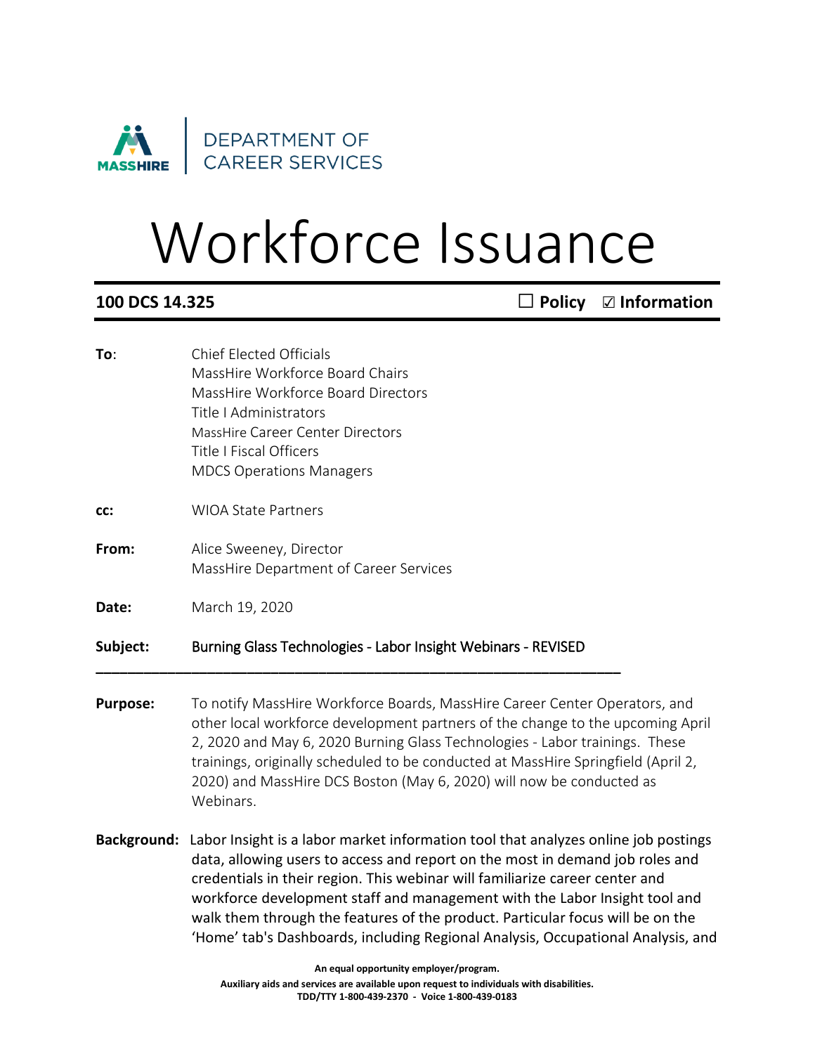MASSHIRE | DEPARTMENT OF CAREER SERVICES

# Workforce Issuance

**100 DCS 14.325** ☐ **Policy** ☑ **Information**

**To**: Chief Elected Officials
MassHire Workforce Board Chairs
MassHire Workforce Board Directors
Title I Administrators
MassHire Career Center Directors
Title I Fiscal Officers
MDCS Operations Managers

**cc:** WIOA State Partners

**From:** Alice Sweeney, Director
MassHire Department of Career Services

**Date:** March 19, 2020

**Subject:** Burning Glass Technologies - Labor Insight Webinars - REVISED

---

**Purpose:** To notify MassHire Workforce Boards, MassHire Career Center Operators, and other local workforce development partners of the change to the upcoming April 2, 2020 and May 6, 2020 Burning Glass Technologies - Labor trainings. These trainings, originally scheduled to be conducted at MassHire Springfield (April 2, 2020) and MassHire DCS Boston (May 6, 2020) will now be conducted as Webinars.

**Background:** Labor Insight is a labor market information tool that analyzes online job postings data, allowing users to access and report on the most in demand job roles and credentials in their region. This webinar will familiarize career center and workforce development staff and management with the Labor Insight tool and walk them through the features of the product. Particular focus will be on the 'Home' tab's Dashboards, including Regional Analysis, Occupational Analysis, and

**An equal opportunity employer/program.**
**Auxiliary aids and services are available upon request to individuals with disabilities.**
**TDD/TTY 1-800-439-2370 - Voice 1-800-439-0183**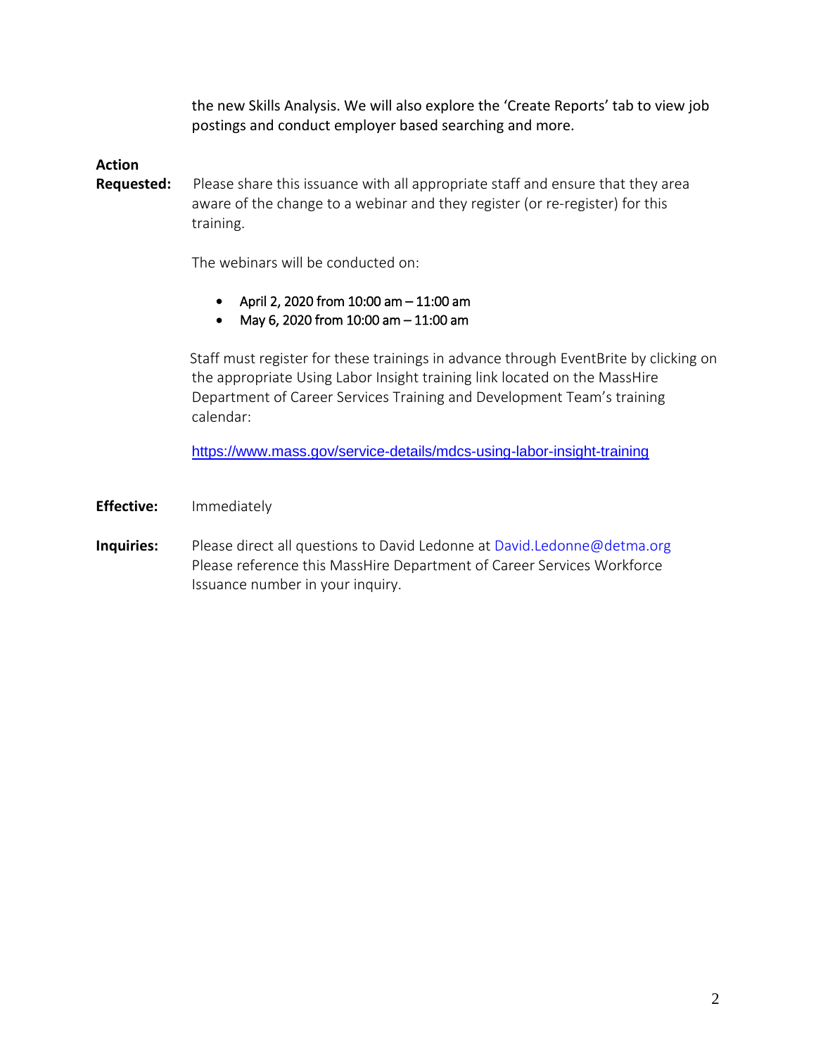the new Skills Analysis. We will also explore the 'Create Reports' tab to view job postings and conduct employer based searching and more.

**Action Requested:** Please share this issuance with all appropriate staff and ensure that they area aware of the change to a webinar and they register (or re-register) for this training.

The webinars will be conducted on:

- April 2, 2020 from 10:00 am – 11:00 am
- May 6, 2020 from 10:00 am – 11:00 am

Staff must register for these trainings in advance through EventBrite by clicking on the appropriate Using Labor Insight training link located on the MassHire Department of Career Services Training and Development Team's training calendar:

https://www.mass.gov/service-details/mdcs-using-labor-insight-training

**Effective:** Immediately

**Inquiries:** Please direct all questions to David Ledonne at David.Ledonne@detma.org Please reference this MassHire Department of Career Services Workforce Issuance number in your inquiry.